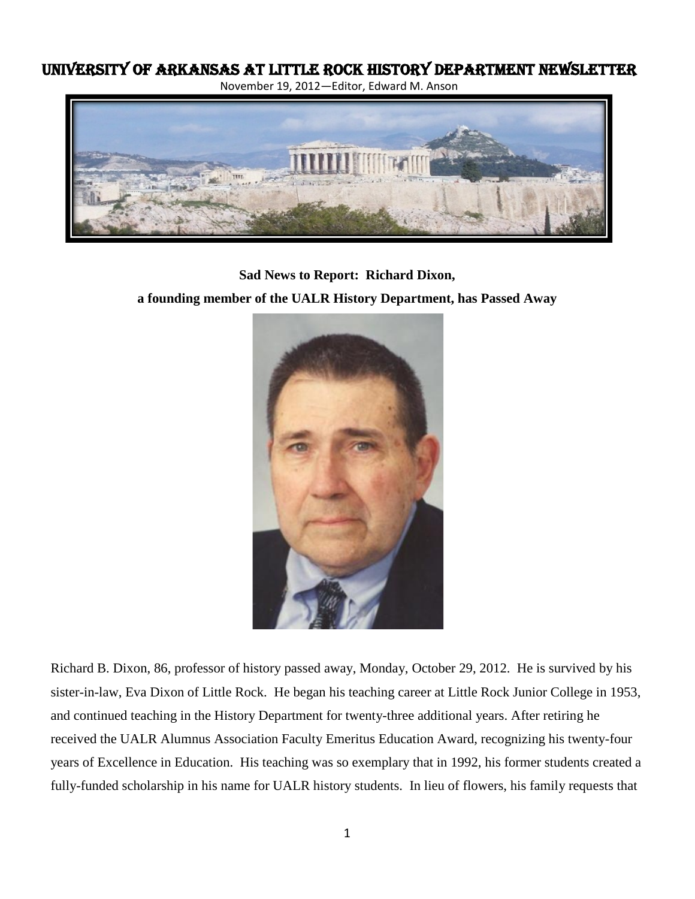# University of Arkansas at Little Rock History Department Newsletter

November 19, 2012—Editor, Edward M. Anson

**Sad News to Report: Richard Dixon,**

**a founding member of the UALR History Department, has Passed Away**

Richard B. Dixon, 86, professor of history passed away, Monday, October 29, 2012. He is survived by his sister-in-law, Eva Dixon of Little Rock. He began his teaching career at Little Rock Junior College in 1953, and continued teaching in the History Department for twenty-three additional years. After retiring he received the UALR Alumnus Association Faculty Emeritus Education Award, recognizing his twenty-four years of Excellence in Education. His teaching was so exemplary that in 1992, his former students created a fully-funded scholarship in his name for UALR history students. In lieu of flowers, his family requests that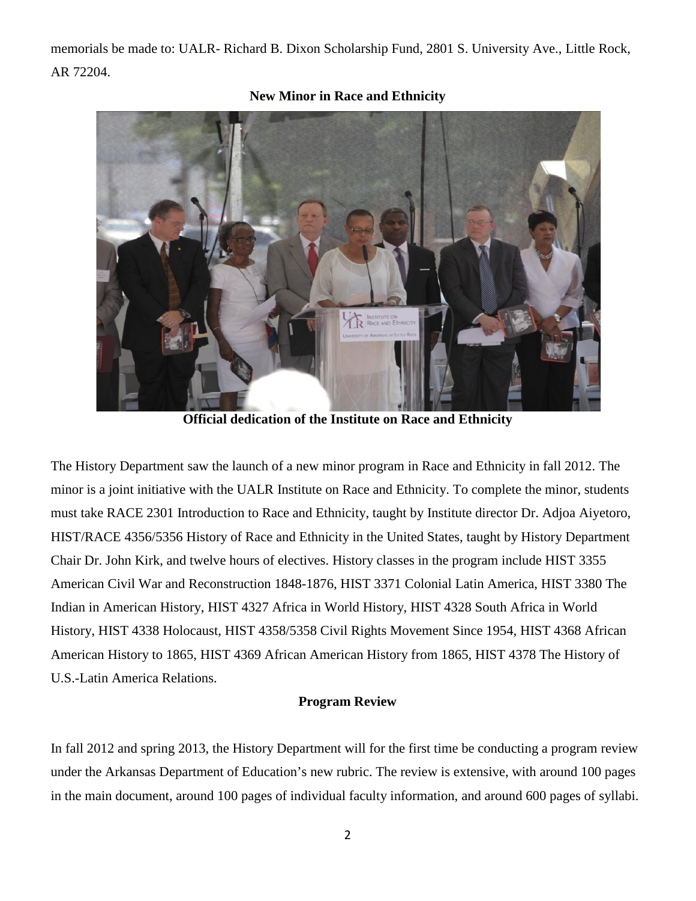memorials be made to: UALR- Richard B. Dixon Scholarship Fund, 2801 S. University Ave., Little Rock, AR 72204.

## New Minor in Race and Ethnicity

**Official dedication of the Institute on Race and Ethnicity**

The History Department saw the launch of a new minor program in Race and Ethnicity in fall 2012. The minor is a joint initiative with the UALR Institute on Race and Ethnicity. To complete the minor, students must take RACE 2301 Introduction to Race and Ethnicity, taught by Institute director Dr. Adjoa Aiyetoro, HIST/RACE 4356/5356 History of Race and Ethnicity in the United States, taught by History Department Chair Dr. John Kirk, and twelve hours of electives. History classes in the program include HIST 3355 American Civil War and Reconstruction 1848-1876, HIST 3371 Colonial Latin America, HIST 3380 The Indian in American History, HIST 4327 Africa in World History, HIST 4328 South Africa in World History, HIST 4338 Holocaust, HIST 4358/5358 Civil Rights Movement Since 1954, HIST 4368 African American History to 1865, HIST 4369 African American History from 1865, HIST 4378 The History of U.S.-Latin America Relations.

## Program Review

In fall 2012 and spring 2013, the History Department will for the first time be conducting a program review under the Arkansas Department of Education's new rubric. The review is extensive, with around 100 pages in the main document, around 100 pages of individual faculty information, and around 600 pages of syllabi.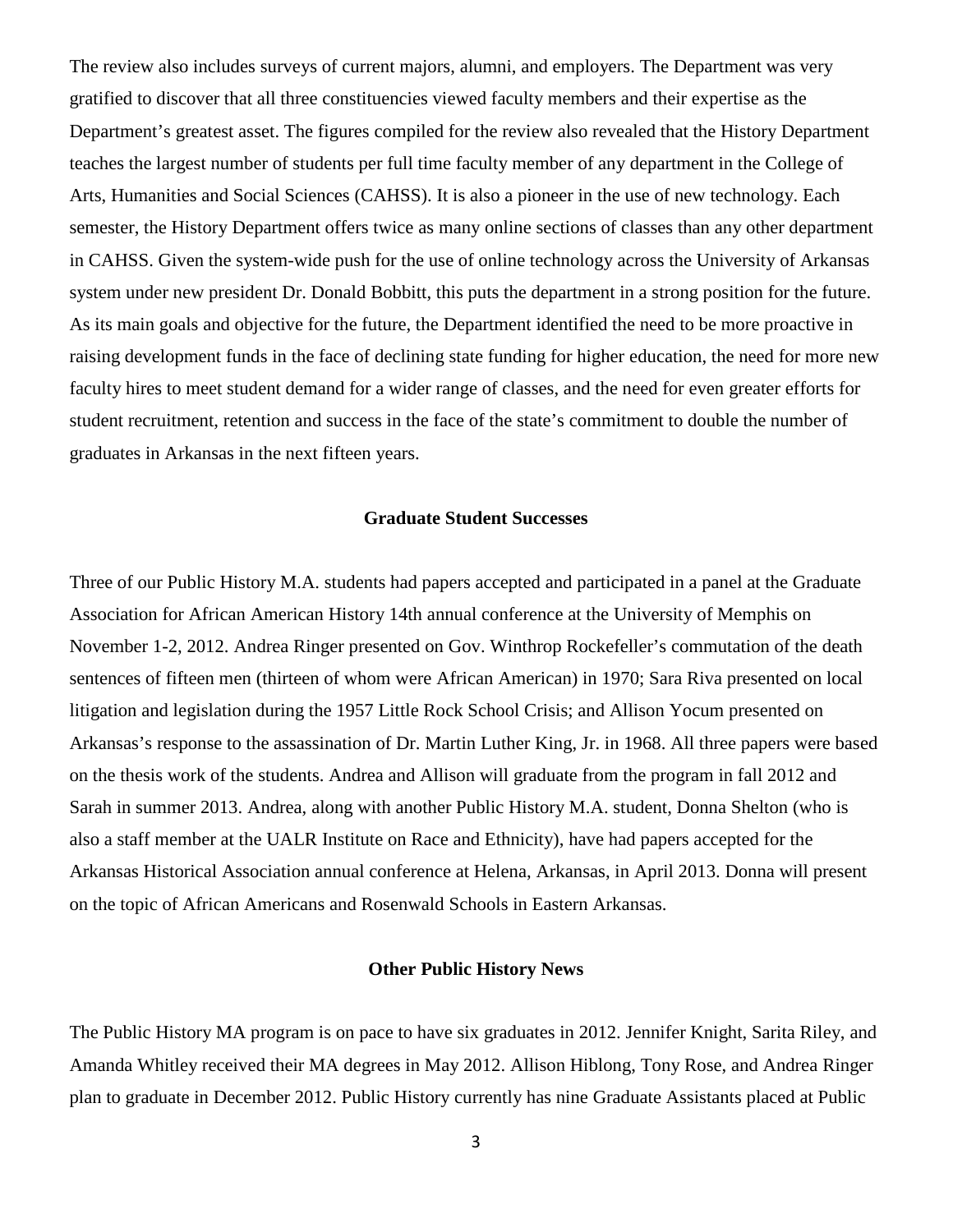The review also includes surveys of current majors, alumni, and employers. The Department was very gratified to discover that all three constituencies viewed faculty members and their expertise as the Department's greatest asset. The figures compiled for the review also revealed that the History Department teaches the largest number of students per full time faculty member of any department in the College of Arts, Humanities and Social Sciences (CAHSS). It is also a pioneer in the use of new technology. Each semester, the History Department offers twice as many online sections of classes than any other department in CAHSS. Given the system-wide push for the use of online technology across the University of Arkansas system under new president Dr. Donald Bobbitt, this puts the department in a strong position for the future. As its main goals and objective for the future, the Department identified the need to be more proactive in raising development funds in the face of declining state funding for higher education, the need for more new faculty hires to meet student demand for a wider range of classes, and the need for even greater efforts for student recruitment, retention and success in the face of the state's commitment to double the number of graduates in Arkansas in the next fifteen years.

## Graduate Student Successes

Three of our Public History M.A. students had papers accepted and participated in a panel at the Graduate Association for African American History 14th annual conference at the University of Memphis on November 1-2, 2012. Andrea Ringer presented on Gov. Winthrop Rockefeller's commutation of the death sentences of fifteen men (thirteen of whom were African American) in 1970; Sara Riva presented on local litigation and legislation during the 1957 Little Rock School Crisis; and Allison Yocum presented on Arkansas's response to the assassination of Dr. Martin Luther King, Jr. in 1968. All three papers were based on the thesis work of the students. Andrea and Allison will graduate from the program in fall 2012 and Sarah in summer 2013. Andrea, along with another Public History M.A. student, Donna Shelton (who is also a staff member at the UALR Institute on Race and Ethnicity), have had papers accepted for the Arkansas Historical Association annual conference at Helena, Arkansas, in April 2013. Donna will present on the topic of African Americans and Rosenwald Schools in Eastern Arkansas.

## Other Public History News

The Public History MA program is on pace to have six graduates in 2012. Jennifer Knight, Sarita Riley, and Amanda Whitley received their MA degrees in May 2012. Allison Hiblong, Tony Rose, and Andrea Ringer plan to graduate in December 2012. Public History currently has nine Graduate Assistants placed at Public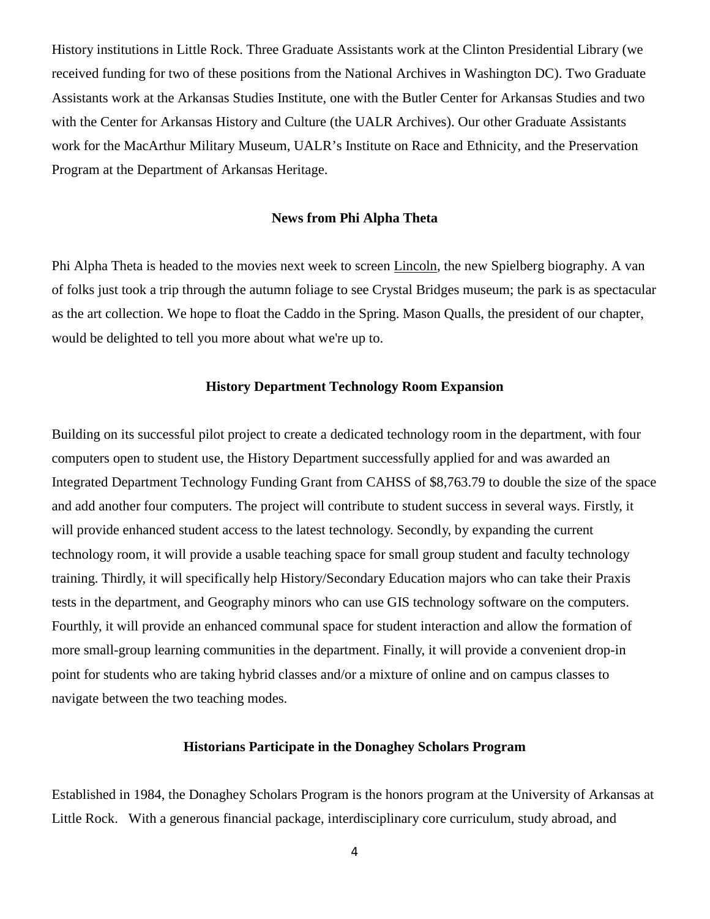History institutions in Little Rock. Three Graduate Assistants work at the Clinton Presidential Library (we received funding for two of these positions from the National Archives in Washington DC). Two Graduate Assistants work at the Arkansas Studies Institute, one with the Butler Center for Arkansas Studies and two with the Center for Arkansas History and Culture (the UALR Archives). Our other Graduate Assistants work for the MacArthur Military Museum, UALR's Institute on Race and Ethnicity, and the Preservation Program at the Department of Arkansas Heritage.

### News from Phi Alpha Theta

Phi Alpha Theta is headed to the movies next week to screen Lincoln, the new Spielberg biography. A van of folks just took a trip through the autumn foliage to see Crystal Bridges museum; the park is as spectacular as the art collection. We hope to float the Caddo in the Spring. Mason Qualls, the president of our chapter, would be delighted to tell you more about what we're up to.

### History Department Technology Room Expansion

Building on its successful pilot project to create a dedicated technology room in the department, with four computers open to student use, the History Department successfully applied for and was awarded an Integrated Department Technology Funding Grant from CAHSS of $8,763.79 to double the size of the space and add another four computers. The project will contribute to student success in several ways. Firstly, it will provide enhanced student access to the latest technology. Secondly, by expanding the current technology room, it will provide a usable teaching space for small group student and faculty technology training. Thirdly, it will specifically help History/Secondary Education majors who can take their Praxis tests in the department, and Geography minors who can use GIS technology software on the computers. Fourthly, it will provide an enhanced communal space for student interaction and allow the formation of more small-group learning communities in the department. Finally, it will provide a convenient drop-in point for students who are taking hybrid classes and/or a mixture of online and on campus classes to navigate between the two teaching modes.

### Historians Participate in the Donaghey Scholars Program

Established in 1984, the Donaghey Scholars Program is the honors program at the University of Arkansas at Little Rock. With a generous financial package, interdisciplinary core curriculum, study abroad, and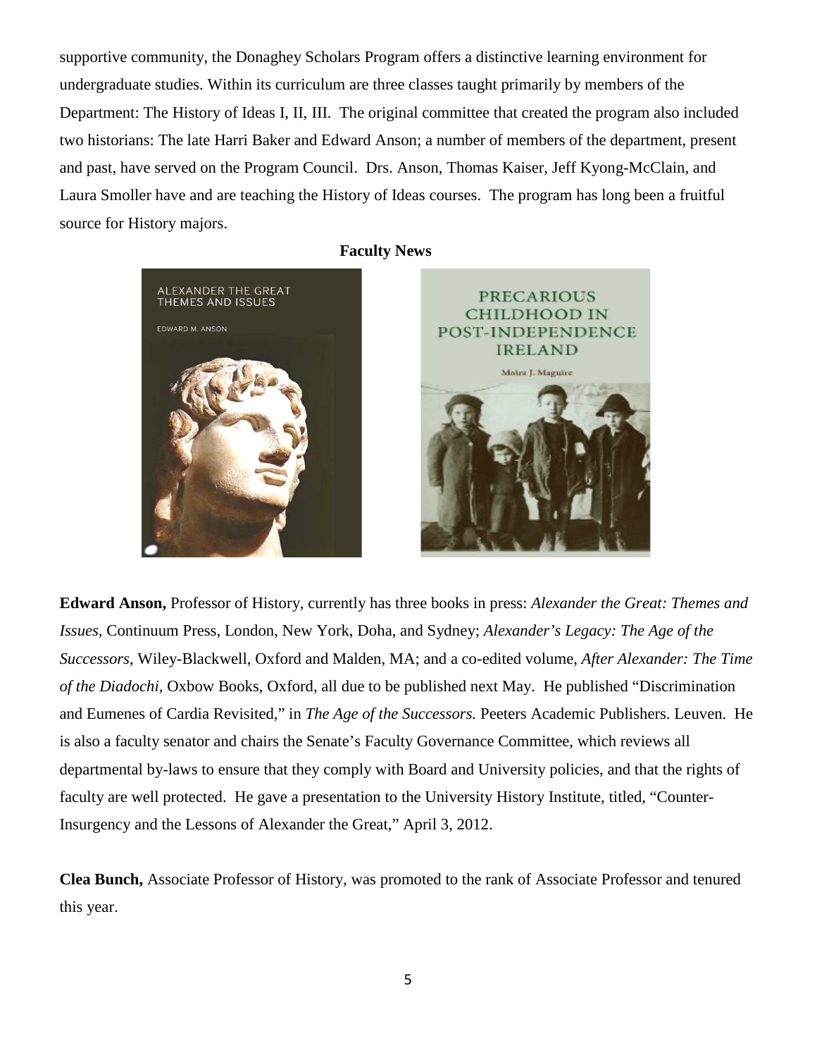supportive community, the Donaghey Scholars Program offers a distinctive learning environment for undergraduate studies. Within its curriculum are three classes taught primarily by members of the Department: The History of Ideas I, II, III. The original committee that created the program also included two historians: The late Harri Baker and Edward Anson; a number of members of the department, present and past, have served on the Program Council. Drs. Anson, Thomas Kaiser, Jeff Kyong-McClain, and Laura Smoller have and are teaching the History of Ideas courses. The program has long been a fruitful source for History majors.

## Faculty News

**Edward Anson,** Professor of History, currently has three books in press: *Alexander the Great: Themes and Issues,* Continuum Press, London, New York, Doha, and Sydney; *Alexander's Legacy: The Age of the Successors*, Wiley-Blackwell, Oxford and Malden, MA; and a co-edited volume, *After Alexander: The Time of the Diadochi,* Oxbow Books, Oxford, all due to be published next May. He published "Discrimination and Eumenes of Cardia Revisited," in *The Age of the Successors.* Peeters Academic Publishers. Leuven. He is also a faculty senator and chairs the Senate's Faculty Governance Committee, which reviews all departmental by-laws to ensure that they comply with Board and University policies, and that the rights of faculty are well protected. He gave a presentation to the University History Institute, titled, "Counter-Insurgency and the Lessons of Alexander the Great," April 3, 2012.

**Clea Bunch,** Associate Professor of History, was promoted to the rank of Associate Professor and tenured this year.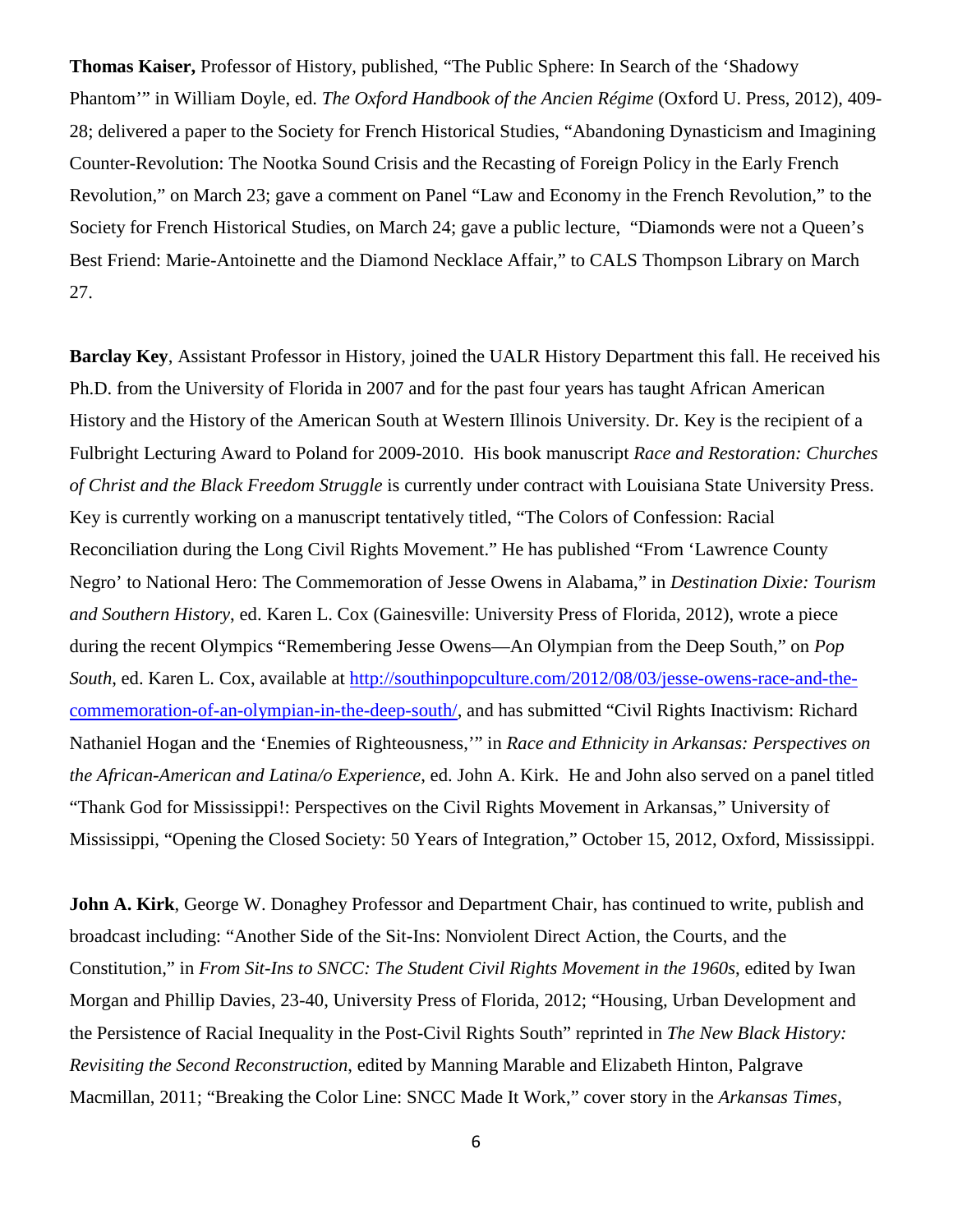**Thomas Kaiser,** Professor of History, published, "The Public Sphere: In Search of the 'Shadowy Phantom'" in William Doyle, ed. *The Oxford Handbook of the Ancien Régime* (Oxford U. Press, 2012), 409-28; delivered a paper to the Society for French Historical Studies, "Abandoning Dynasticism and Imagining Counter-Revolution: The Nootka Sound Crisis and the Recasting of Foreign Policy in the Early French Revolution," on March 23; gave a comment on Panel "Law and Economy in the French Revolution," to the Society for French Historical Studies, on March 24; gave a public lecture, "Diamonds were not a Queen's Best Friend: Marie-Antoinette and the Diamond Necklace Affair," to CALS Thompson Library on March 27.

**Barclay Key**, Assistant Professor in History, joined the UALR History Department this fall. He received his Ph.D. from the University of Florida in 2007 and for the past four years has taught African American History and the History of the American South at Western Illinois University. Dr. Key is the recipient of a Fulbright Lecturing Award to Poland for 2009-2010. His book manuscript *Race and Restoration: Churches of Christ and the Black Freedom Struggle* is currently under contract with Louisiana State University Press. Key is currently working on a manuscript tentatively titled, "The Colors of Confession: Racial Reconciliation during the Long Civil Rights Movement." He has published "From 'Lawrence County Negro' to National Hero: The Commemoration of Jesse Owens in Alabama," in *Destination Dixie: Tourism and Southern History*, ed. Karen L. Cox (Gainesville: University Press of Florida, 2012), wrote a piece during the recent Olympics "Remembering Jesse Owens—An Olympian from the Deep South," on *Pop South*, ed. Karen L. Cox, available at http://southinpopculture.com/2012/08/03/jesse-owens-race-and-the-commemoration-of-an-olympian-in-the-deep-south/, and has submitted "Civil Rights Inactivism: Richard Nathaniel Hogan and the 'Enemies of Righteousness,'" in *Race and Ethnicity in Arkansas: Perspectives on the African-American and Latina/o Experience*, ed. John A. Kirk. He and John also served on a panel titled "Thank God for Mississippi!: Perspectives on the Civil Rights Movement in Arkansas," University of Mississippi, "Opening the Closed Society: 50 Years of Integration," October 15, 2012, Oxford, Mississippi.

**John A. Kirk**, George W. Donaghey Professor and Department Chair, has continued to write, publish and broadcast including: "Another Side of the Sit-Ins: Nonviolent Direct Action, the Courts, and the Constitution," in *From Sit-Ins to SNCC: The Student Civil Rights Movement in the 1960s*, edited by Iwan Morgan and Phillip Davies, 23-40, University Press of Florida, 2012; "Housing, Urban Development and the Persistence of Racial Inequality in the Post-Civil Rights South" reprinted in *The New Black History: Revisiting the Second Reconstruction*, edited by Manning Marable and Elizabeth Hinton, Palgrave Macmillan, 2011; "Breaking the Color Line: SNCC Made It Work," cover story in the *Arkansas Times*,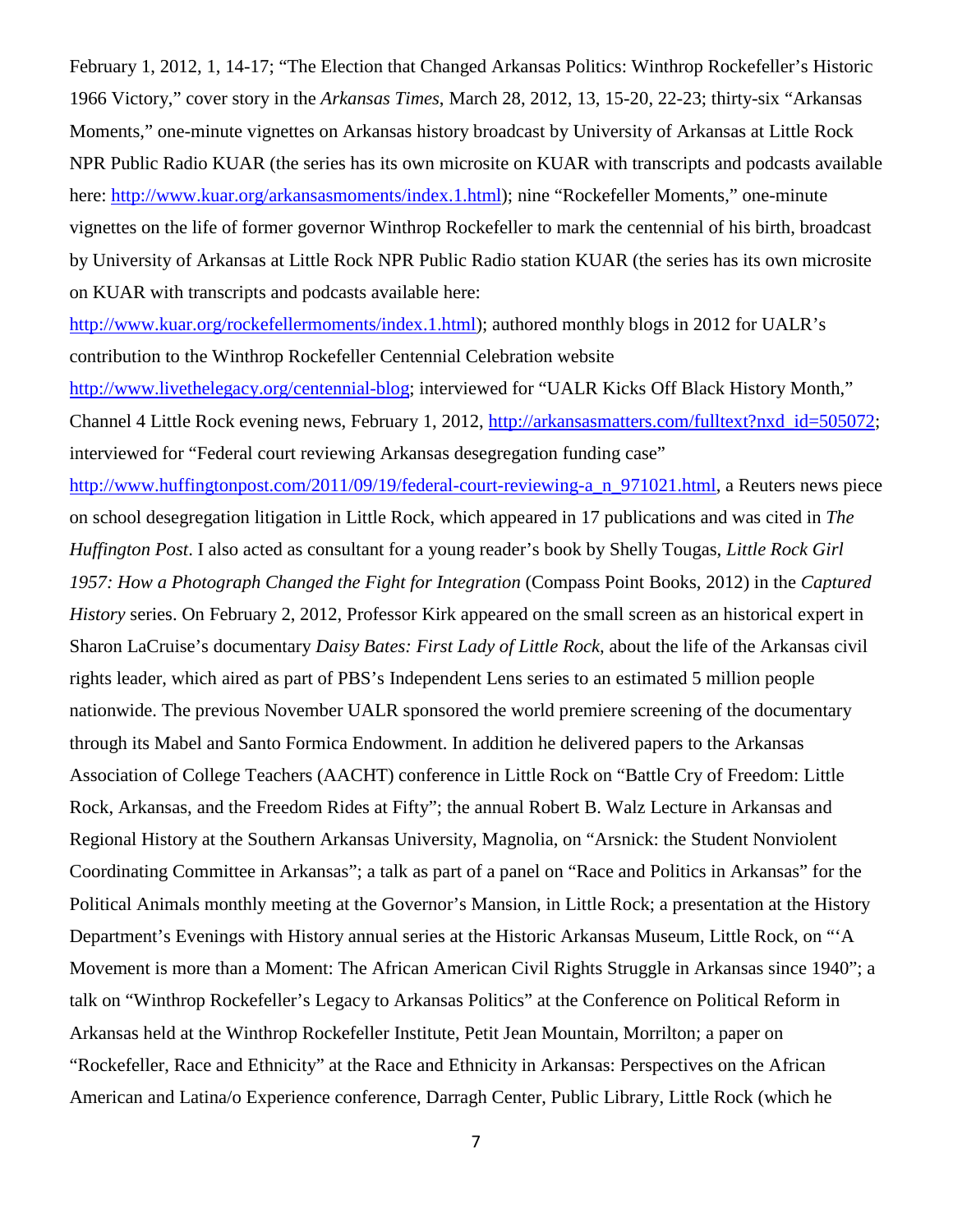February 1, 2012, 1, 14-17; "The Election that Changed Arkansas Politics: Winthrop Rockefeller's Historic 1966 Victory," cover story in the *Arkansas Times*, March 28, 2012, 13, 15-20, 22-23; thirty-six "Arkansas Moments," one-minute vignettes on Arkansas history broadcast by University of Arkansas at Little Rock NPR Public Radio KUAR (the series has its own microsite on KUAR with transcripts and podcasts available here: http://www.kuar.org/arkansasmoments/index.1.html); nine "Rockefeller Moments," one-minute vignettes on the life of former governor Winthrop Rockefeller to mark the centennial of his birth, broadcast by University of Arkansas at Little Rock NPR Public Radio station KUAR (the series has its own microsite on KUAR with transcripts and podcasts available here: http://www.kuar.org/rockefellermoments/index.1.html); authored monthly blogs in 2012 for UALR's contribution to the Winthrop Rockefeller Centennial Celebration website http://www.livethelegacy.org/centennial-blog; interviewed for "UALR Kicks Off Black History Month," Channel 4 Little Rock evening news, February 1, 2012, http://arkansasmatters.com/fulltext?nxd_id=505072; interviewed for "Federal court reviewing Arkansas desegregation funding case" http://www.huffingtonpost.com/2011/09/19/federal-court-reviewing-a_n_971021.html, a Reuters news piece on school desegregation litigation in Little Rock, which appeared in 17 publications and was cited in *The Huffington Post*. I also acted as consultant for a young reader's book by Shelly Tougas, *Little Rock Girl 1957: How a Photograph Changed the Fight for Integration* (Compass Point Books, 2012) in the *Captured History* series. On February 2, 2012, Professor Kirk appeared on the small screen as an historical expert in Sharon LaCruise's documentary *Daisy Bates: First Lady of Little Rock*, about the life of the Arkansas civil rights leader, which aired as part of PBS's Independent Lens series to an estimated 5 million people nationwide. The previous November UALR sponsored the world premiere screening of the documentary through its Mabel and Santo Formica Endowment. In addition he delivered papers to the Arkansas Association of College Teachers (AACHT) conference in Little Rock on "Battle Cry of Freedom: Little Rock, Arkansas, and the Freedom Rides at Fifty"; the annual Robert B. Walz Lecture in Arkansas and Regional History at the Southern Arkansas University, Magnolia, on "Arsnick: the Student Nonviolent Coordinating Committee in Arkansas"; a talk as part of a panel on "Race and Politics in Arkansas" for the Political Animals monthly meeting at the Governor's Mansion, in Little Rock; a presentation at the History Department's Evenings with History annual series at the Historic Arkansas Museum, Little Rock, on "'A Movement is more than a Moment: The African American Civil Rights Struggle in Arkansas since 1940"; a talk on "Winthrop Rockefeller's Legacy to Arkansas Politics" at the Conference on Political Reform in Arkansas held at the Winthrop Rockefeller Institute, Petit Jean Mountain, Morrilton; a paper on "Rockefeller, Race and Ethnicity" at the Race and Ethnicity in Arkansas: Perspectives on the African American and Latina/o Experience conference, Darragh Center, Public Library, Little Rock (which he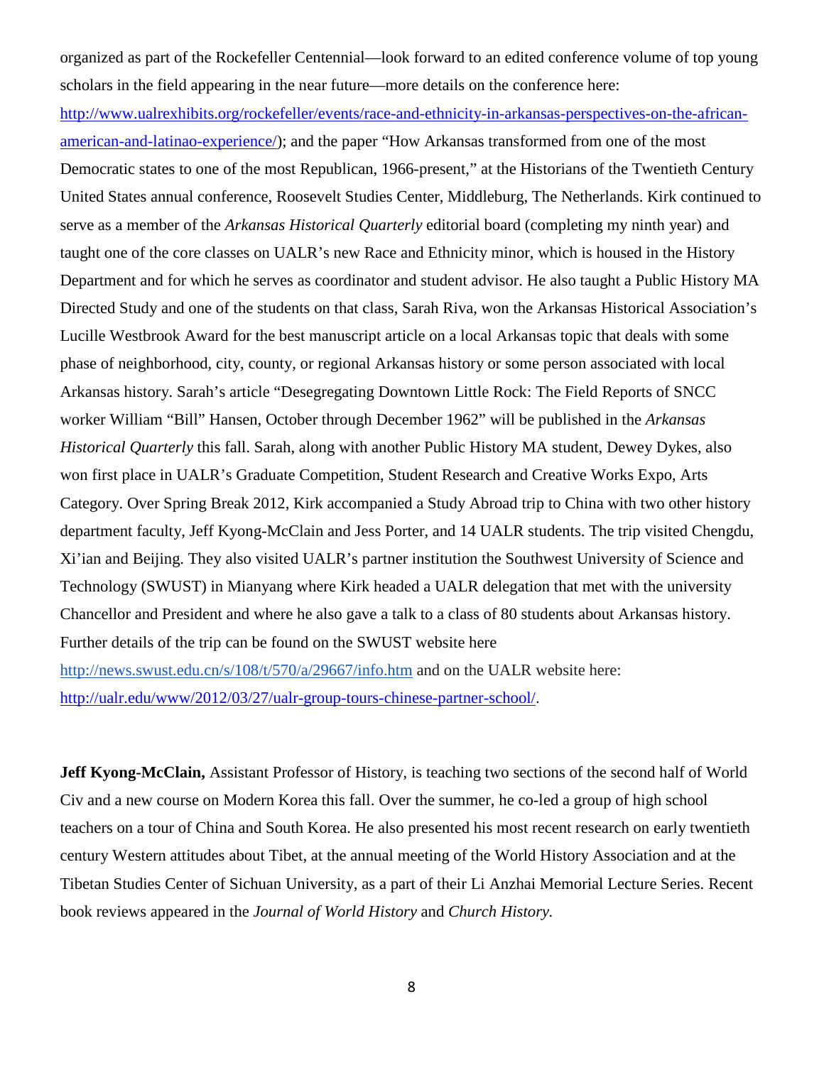organized as part of the Rockefeller Centennial—look forward to an edited conference volume of top young scholars in the field appearing in the near future—more details on the conference here: http://www.ualrexhibits.org/rockefeller/events/race-and-ethnicity-in-arkansas-perspectives-on-the-african-american-and-latinao-experience/); and the paper "How Arkansas transformed from one of the most Democratic states to one of the most Republican, 1966-present," at the Historians of the Twentieth Century United States annual conference, Roosevelt Studies Center, Middleburg, The Netherlands. Kirk continued to serve as a member of the *Arkansas Historical Quarterly* editorial board (completing my ninth year) and taught one of the core classes on UALR's new Race and Ethnicity minor, which is housed in the History Department and for which he serves as coordinator and student advisor. He also taught a Public History MA Directed Study and one of the students on that class, Sarah Riva, won the Arkansas Historical Association's Lucille Westbrook Award for the best manuscript article on a local Arkansas topic that deals with some phase of neighborhood, city, county, or regional Arkansas history or some person associated with local Arkansas history. Sarah's article "Desegregating Downtown Little Rock: The Field Reports of SNCC worker William "Bill" Hansen, October through December 1962" will be published in the *Arkansas Historical Quarterly* this fall. Sarah, along with another Public History MA student, Dewey Dykes, also won first place in UALR's Graduate Competition, Student Research and Creative Works Expo, Arts Category. Over Spring Break 2012, Kirk accompanied a Study Abroad trip to China with two other history department faculty, Jeff Kyong-McClain and Jess Porter, and 14 UALR students. The trip visited Chengdu, Xi'ian and Beijing. They also visited UALR's partner institution the Southwest University of Science and Technology (SWUST) in Mianyang where Kirk headed a UALR delegation that met with the university Chancellor and President and where he also gave a talk to a class of 80 students about Arkansas history. Further details of the trip can be found on the SWUST website here http://news.swust.edu.cn/s/108/t/570/a/29667/info.htm and on the UALR website here: http://ualr.edu/www/2012/03/27/ualr-group-tours-chinese-partner-school/.

**Jeff Kyong-McClain,** Assistant Professor of History, is teaching two sections of the second half of World Civ and a new course on Modern Korea this fall. Over the summer, he co-led a group of high school teachers on a tour of China and South Korea. He also presented his most recent research on early twentieth century Western attitudes about Tibet, at the annual meeting of the World History Association and at the Tibetan Studies Center of Sichuan University, as a part of their Li Anzhai Memorial Lecture Series. Recent book reviews appeared in the *Journal of World History* and *Church History.*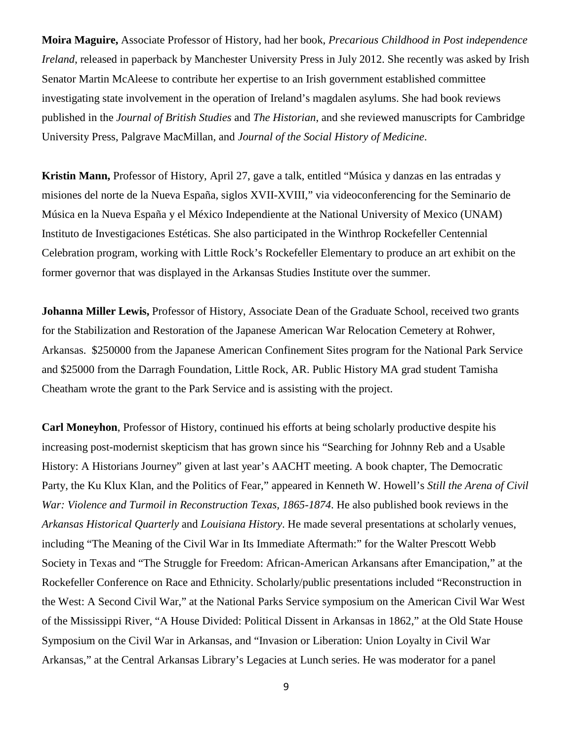**Moira Maguire,** Associate Professor of History, had her book, *Precarious Childhood in Post independence Ireland*, released in paperback by Manchester University Press in July 2012. She recently was asked by Irish Senator Martin McAleese to contribute her expertise to an Irish government established committee investigating state involvement in the operation of Ireland's magdalen asylums. She had book reviews published in the *Journal of British Studies* and *The Historian*, and she reviewed manuscripts for Cambridge University Press, Palgrave MacMillan, and *Journal of the Social History of Medicine*.

**Kristin Mann,** Professor of History, April 27, gave a talk, entitled "Música y danzas en las entradas y misiones del norte de la Nueva España, siglos XVII-XVIII," via videoconferencing for the Seminario de Música en la Nueva España y el México Independiente at the National University of Mexico (UNAM) Instituto de Investigaciones Estéticas. She also participated in the Winthrop Rockefeller Centennial Celebration program, working with Little Rock's Rockefeller Elementary to produce an art exhibit on the former governor that was displayed in the Arkansas Studies Institute over the summer.

**Johanna Miller Lewis,** Professor of History, Associate Dean of the Graduate School, received two grants for the Stabilization and Restoration of the Japanese American War Relocation Cemetery at Rohwer, Arkansas. $250000 from the Japanese American Confinement Sites program for the National Park Service and $25000 from the Darragh Foundation, Little Rock, AR. Public History MA grad student Tamisha Cheatham wrote the grant to the Park Service and is assisting with the project.

**Carl Moneyhon**, Professor of History, continued his efforts at being scholarly productive despite his increasing post-modernist skepticism that has grown since his "Searching for Johnny Reb and a Usable History: A Historians Journey" given at last year's AACHT meeting. A book chapter, The Democratic Party, the Ku Klux Klan, and the Politics of Fear," appeared in Kenneth W. Howell's *Still the Arena of Civil War: Violence and Turmoil in Reconstruction Texas, 1865-1874*. He also published book reviews in the *Arkansas Historical Quarterly* and *Louisiana History*. He made several presentations at scholarly venues, including "The Meaning of the Civil War in Its Immediate Aftermath:" for the Walter Prescott Webb Society in Texas and "The Struggle for Freedom: African-American Arkansans after Emancipation," at the Rockefeller Conference on Race and Ethnicity. Scholarly/public presentations included "Reconstruction in the West: A Second Civil War," at the National Parks Service symposium on the American Civil War West of the Mississippi River, "A House Divided: Political Dissent in Arkansas in 1862," at the Old State House Symposium on the Civil War in Arkansas, and "Invasion or Liberation: Union Loyalty in Civil War Arkansas," at the Central Arkansas Library's Legacies at Lunch series. He was moderator for a panel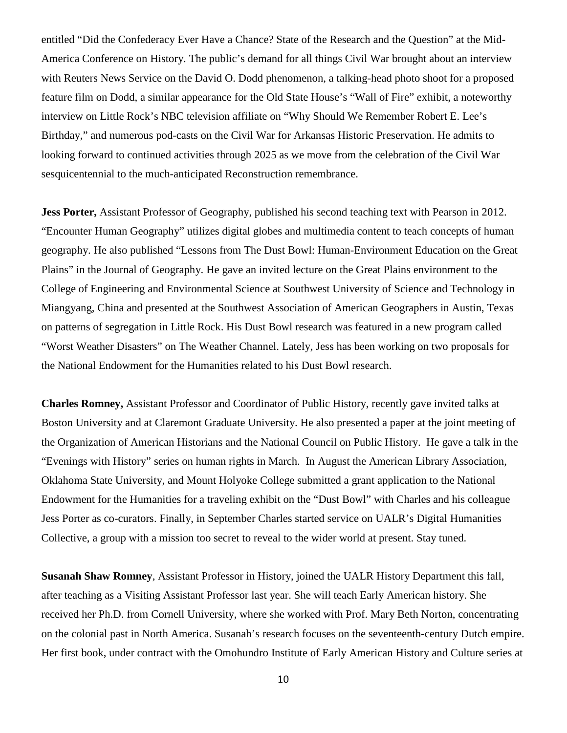entitled "Did the Confederacy Ever Have a Chance? State of the Research and the Question" at the Mid-America Conference on History. The public's demand for all things Civil War brought about an interview with Reuters News Service on the David O. Dodd phenomenon, a talking-head photo shoot for a proposed feature film on Dodd, a similar appearance for the Old State House's "Wall of Fire" exhibit, a noteworthy interview on Little Rock's NBC television affiliate on "Why Should We Remember Robert E. Lee's Birthday," and numerous pod-casts on the Civil War for Arkansas Historic Preservation. He admits to looking forward to continued activities through 2025 as we move from the celebration of the Civil War sesquicentennial to the much-anticipated Reconstruction remembrance.

**Jess Porter,** Assistant Professor of Geography, published his second teaching text with Pearson in 2012. "Encounter Human Geography" utilizes digital globes and multimedia content to teach concepts of human geography. He also published "Lessons from The Dust Bowl: Human-Environment Education on the Great Plains" in the Journal of Geography. He gave an invited lecture on the Great Plains environment to the College of Engineering and Environmental Science at Southwest University of Science and Technology in Miangyang, China and presented at the Southwest Association of American Geographers in Austin, Texas on patterns of segregation in Little Rock. His Dust Bowl research was featured in a new program called "Worst Weather Disasters" on The Weather Channel. Lately, Jess has been working on two proposals for the National Endowment for the Humanities related to his Dust Bowl research.

**Charles Romney,** Assistant Professor and Coordinator of Public History, recently gave invited talks at Boston University and at Claremont Graduate University. He also presented a paper at the joint meeting of the Organization of American Historians and the National Council on Public History. He gave a talk in the "Evenings with History" series on human rights in March. In August the American Library Association, Oklahoma State University, and Mount Holyoke College submitted a grant application to the National Endowment for the Humanities for a traveling exhibit on the "Dust Bowl" with Charles and his colleague Jess Porter as co-curators. Finally, in September Charles started service on UALR's Digital Humanities Collective, a group with a mission too secret to reveal to the wider world at present. Stay tuned.

**Susanah Shaw Romney**, Assistant Professor in History, joined the UALR History Department this fall, after teaching as a Visiting Assistant Professor last year. She will teach Early American history. She received her Ph.D. from Cornell University, where she worked with Prof. Mary Beth Norton, concentrating on the colonial past in North America. Susanah's research focuses on the seventeenth-century Dutch empire. Her first book, under contract with the Omohundro Institute of Early American History and Culture series at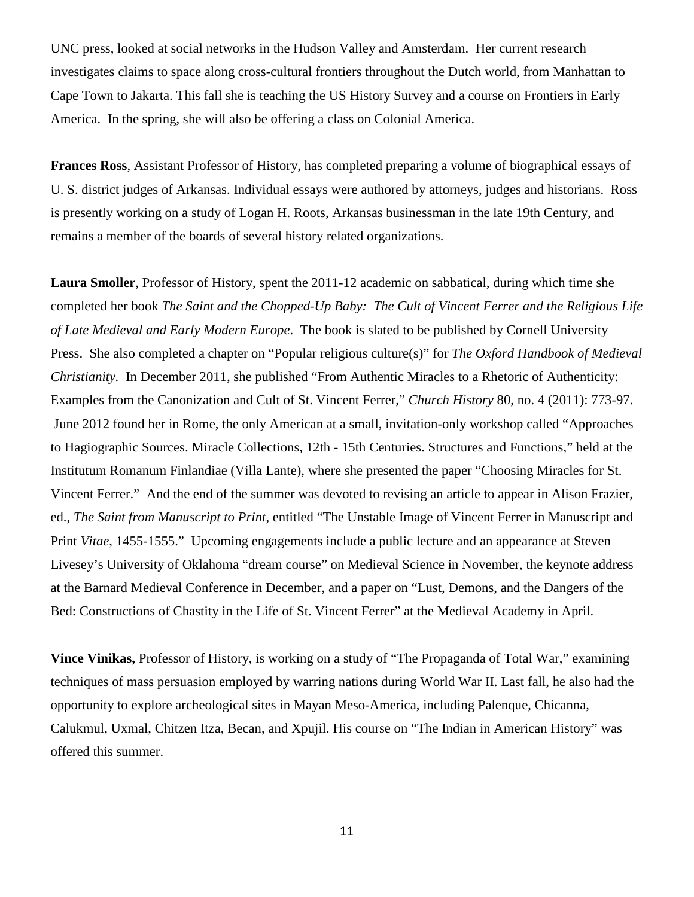UNC press, looked at social networks in the Hudson Valley and Amsterdam. Her current research investigates claims to space along cross-cultural frontiers throughout the Dutch world, from Manhattan to Cape Town to Jakarta. This fall she is teaching the US History Survey and a course on Frontiers in Early America. In the spring, she will also be offering a class on Colonial America.

**Frances Ross**, Assistant Professor of History, has completed preparing a volume of biographical essays of U. S. district judges of Arkansas. Individual essays were authored by attorneys, judges and historians. Ross is presently working on a study of Logan H. Roots, Arkansas businessman in the late 19th Century, and remains a member of the boards of several history related organizations.

**Laura Smoller**, Professor of History, spent the 2011-12 academic on sabbatical, during which time she completed her book *The Saint and the Chopped-Up Baby: The Cult of Vincent Ferrer and the Religious Life of Late Medieval and Early Modern Europe*. The book is slated to be published by Cornell University Press. She also completed a chapter on "Popular religious culture(s)" for *The Oxford Handbook of Medieval Christianity.* In December 2011, she published "From Authentic Miracles to a Rhetoric of Authenticity: Examples from the Canonization and Cult of St. Vincent Ferrer," *Church History* 80, no. 4 (2011): 773-97. June 2012 found her in Rome, the only American at a small, invitation-only workshop called "Approaches to Hagiographic Sources. Miracle Collections, 12th - 15th Centuries. Structures and Functions," held at the Institutum Romanum Finlandiae (Villa Lante), where she presented the paper "Choosing Miracles for St. Vincent Ferrer." And the end of the summer was devoted to revising an article to appear in Alison Frazier, ed., *The Saint from Manuscript to Print*, entitled "The Unstable Image of Vincent Ferrer in Manuscript and Print *Vitae*, 1455-1555." Upcoming engagements include a public lecture and an appearance at Steven Livesey's University of Oklahoma "dream course" on Medieval Science in November, the keynote address at the Barnard Medieval Conference in December, and a paper on "Lust, Demons, and the Dangers of the Bed: Constructions of Chastity in the Life of St. Vincent Ferrer" at the Medieval Academy in April.

**Vince Vinikas,** Professor of History, is working on a study of "The Propaganda of Total War," examining techniques of mass persuasion employed by warring nations during World War II. Last fall, he also had the opportunity to explore archeological sites in Mayan Meso-America, including Palenque, Chicanna, Calukmul, Uxmal, Chitzen Itza, Becan, and Xpujil. His course on "The Indian in American History" was offered this summer.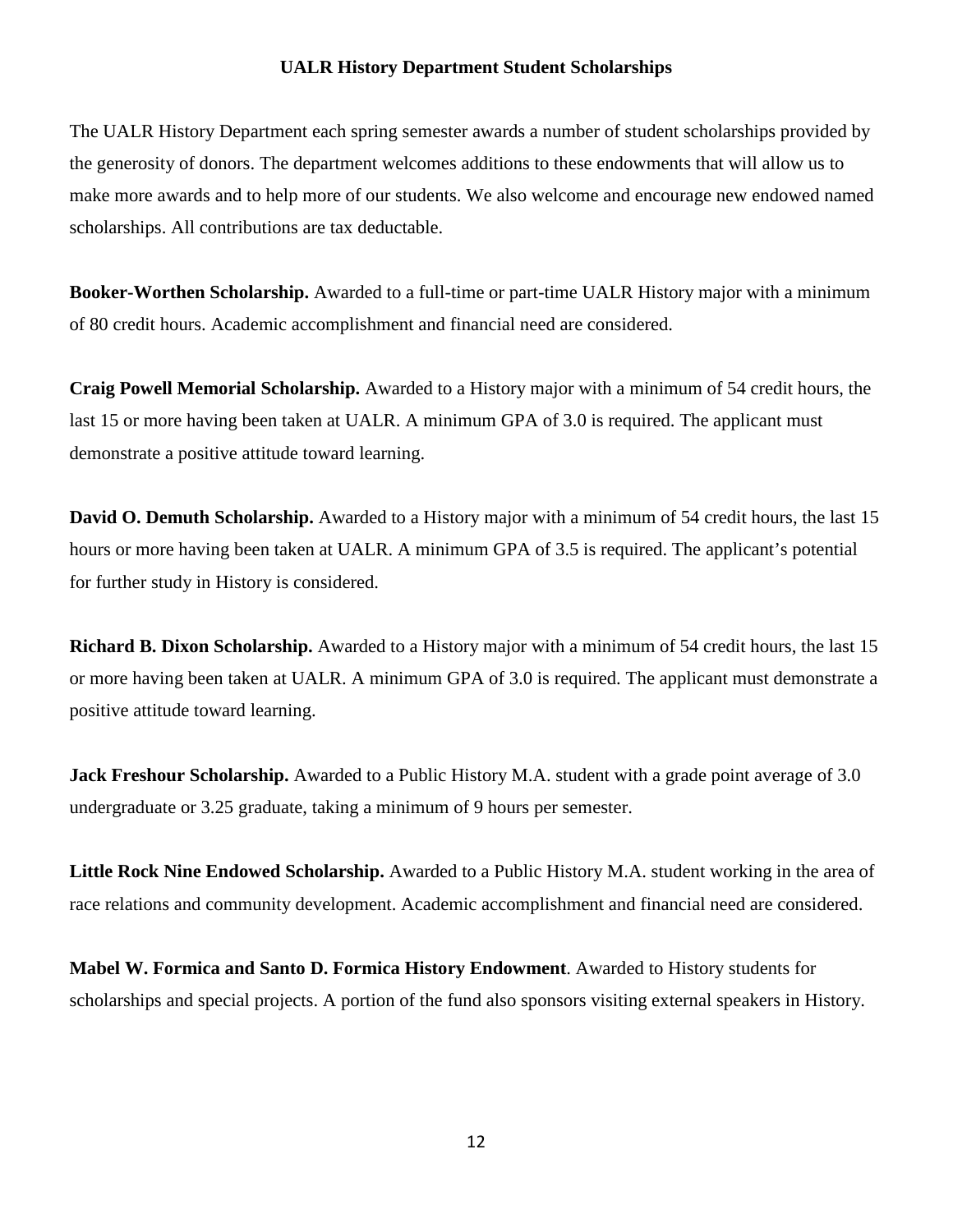## UALR History Department Student Scholarships

The UALR History Department each spring semester awards a number of student scholarships provided by the generosity of donors. The department welcomes additions to these endowments that will allow us to make more awards and to help more of our students. We also welcome and encourage new endowed named scholarships. All contributions are tax deductable.

**Booker-Worthen Scholarship.** Awarded to a full-time or part-time UALR History major with a minimum of 80 credit hours. Academic accomplishment and financial need are considered.

**Craig Powell Memorial Scholarship.** Awarded to a History major with a minimum of 54 credit hours, the last 15 or more having been taken at UALR. A minimum GPA of 3.0 is required. The applicant must demonstrate a positive attitude toward learning.

**David O. Demuth Scholarship.** Awarded to a History major with a minimum of 54 credit hours, the last 15 hours or more having been taken at UALR. A minimum GPA of 3.5 is required. The applicant's potential for further study in History is considered.

**Richard B. Dixon Scholarship.** Awarded to a History major with a minimum of 54 credit hours, the last 15 or more having been taken at UALR. A minimum GPA of 3.0 is required. The applicant must demonstrate a positive attitude toward learning.

**Jack Freshour Scholarship.** Awarded to a Public History M.A. student with a grade point average of 3.0 undergraduate or 3.25 graduate, taking a minimum of 9 hours per semester.

**Little Rock Nine Endowed Scholarship.** Awarded to a Public History M.A. student working in the area of race relations and community development. Academic accomplishment and financial need are considered.

**Mabel W. Formica and Santo D. Formica History Endowment**. Awarded to History students for scholarships and special projects. A portion of the fund also sponsors visiting external speakers in History.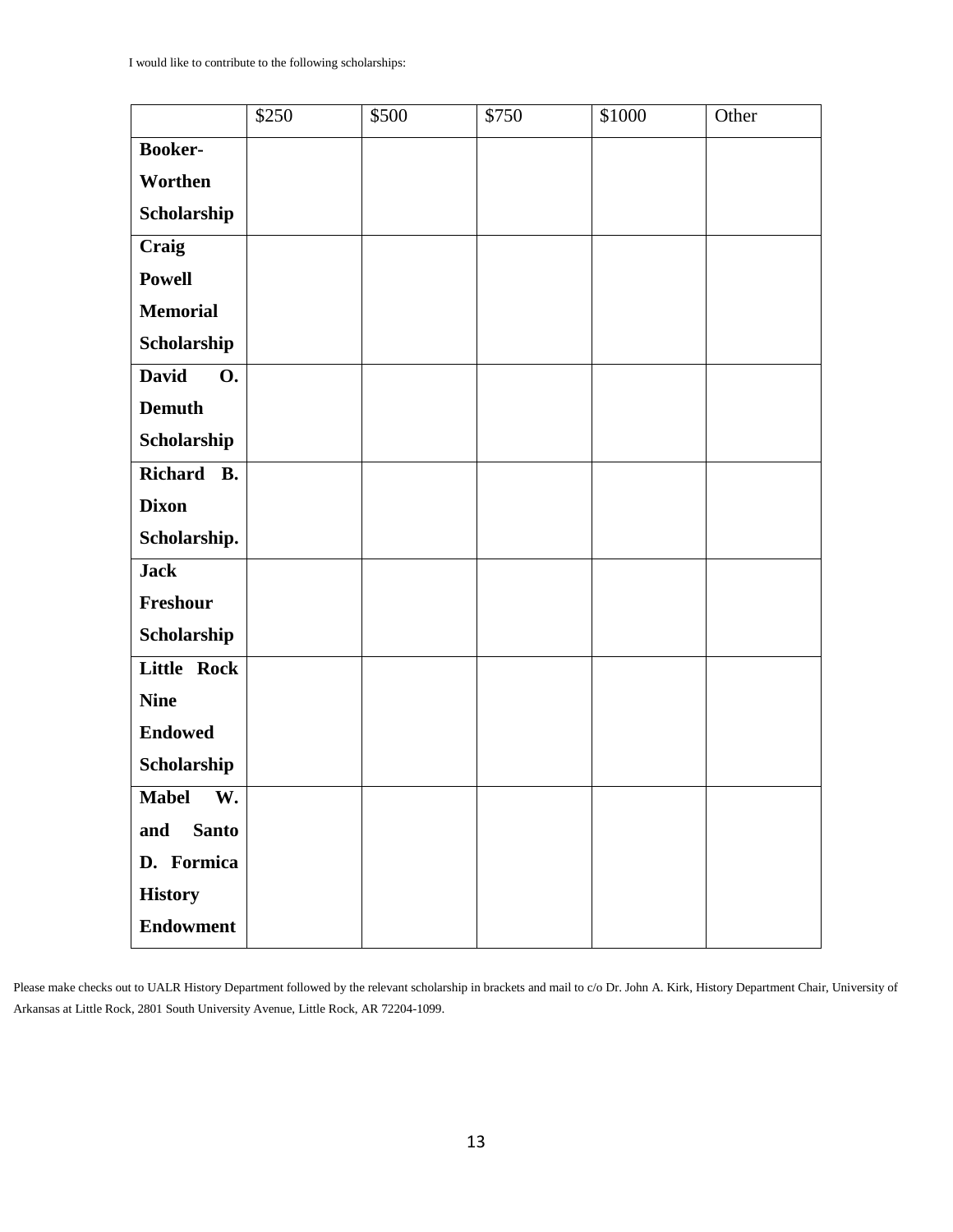I would like to contribute to the following scholarships:

| | $250 | $500 | $750 | $1000 | Other |
|---|---|---|---|---|---|
| **Booker-Worthen Scholarship** | | | | | |
| **Craig Powell Memorial Scholarship** | | | | | |
| **David O. Demuth Scholarship** | | | | | |
| **Richard B. Dixon Scholarship.** | | | | | |
| **Jack Freshour Scholarship** | | | | | |
| **Little Rock Nine Endowed Scholarship** | | | | | |
| **Mabel W. and Santo D. Formica History Endowment** | | | | | |

Please make checks out to UALR History Department followed by the relevant scholarship in brackets and mail to c/o Dr. John A. Kirk, History Department Chair, University of Arkansas at Little Rock, 2801 South University Avenue, Little Rock, AR 72204-1099.